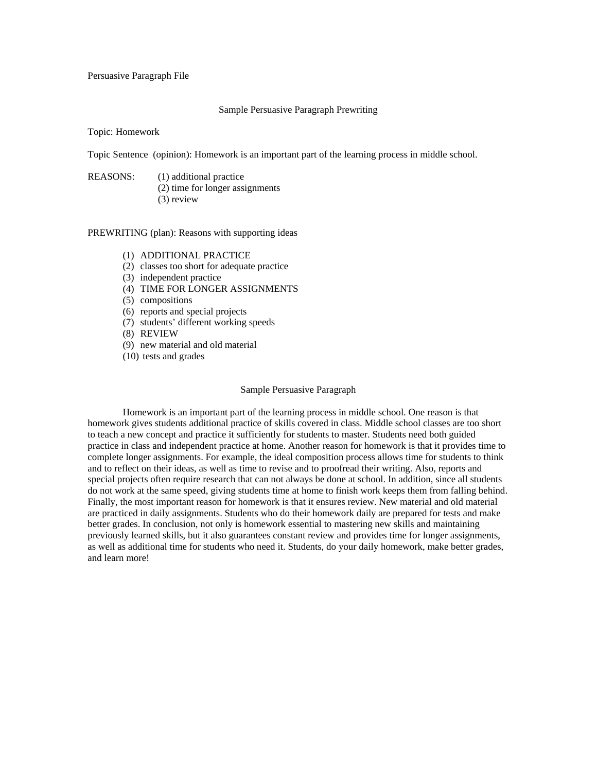Persuasive Paragraph File

## Sample Persuasive Paragraph Prewriting

Topic: Homework

Topic Sentence (opinion): Homework is an important part of the learning process in middle school.

REASONS:
(1) additional practice
(2) time for longer assignments
(3) review

PREWRITING (plan): Reasons with supporting ideas

(1) ADDITIONAL PRACTICE
(2) classes too short for adequate practice
(3) independent practice
(4) TIME FOR LONGER ASSIGNMENTS
(5) compositions
(6) reports and special projects
(7) students' different working speeds
(8) REVIEW
(9) new material and old material
(10) tests and grades

## Sample Persuasive Paragraph

Homework is an important part of the learning process in middle school. One reason is that homework gives students additional practice of skills covered in class. Middle school classes are too short to teach a new concept and practice it sufficiently for students to master. Students need both guided practice in class and independent practice at home. Another reason for homework is that it provides time to complete longer assignments. For example, the ideal composition process allows time for students to think and to reflect on their ideas, as well as time to revise and to proofread their writing. Also, reports and special projects often require research that can not always be done at school. In addition, since all students do not work at the same speed, giving students time at home to finish work keeps them from falling behind. Finally, the most important reason for homework is that it ensures review. New material and old material are practiced in daily assignments. Students who do their homework daily are prepared for tests and make better grades. In conclusion, not only is homework essential to mastering new skills and maintaining previously learned skills, but it also guarantees constant review and provides time for longer assignments, as well as additional time for students who need it. Students, do your daily homework, make better grades, and learn more!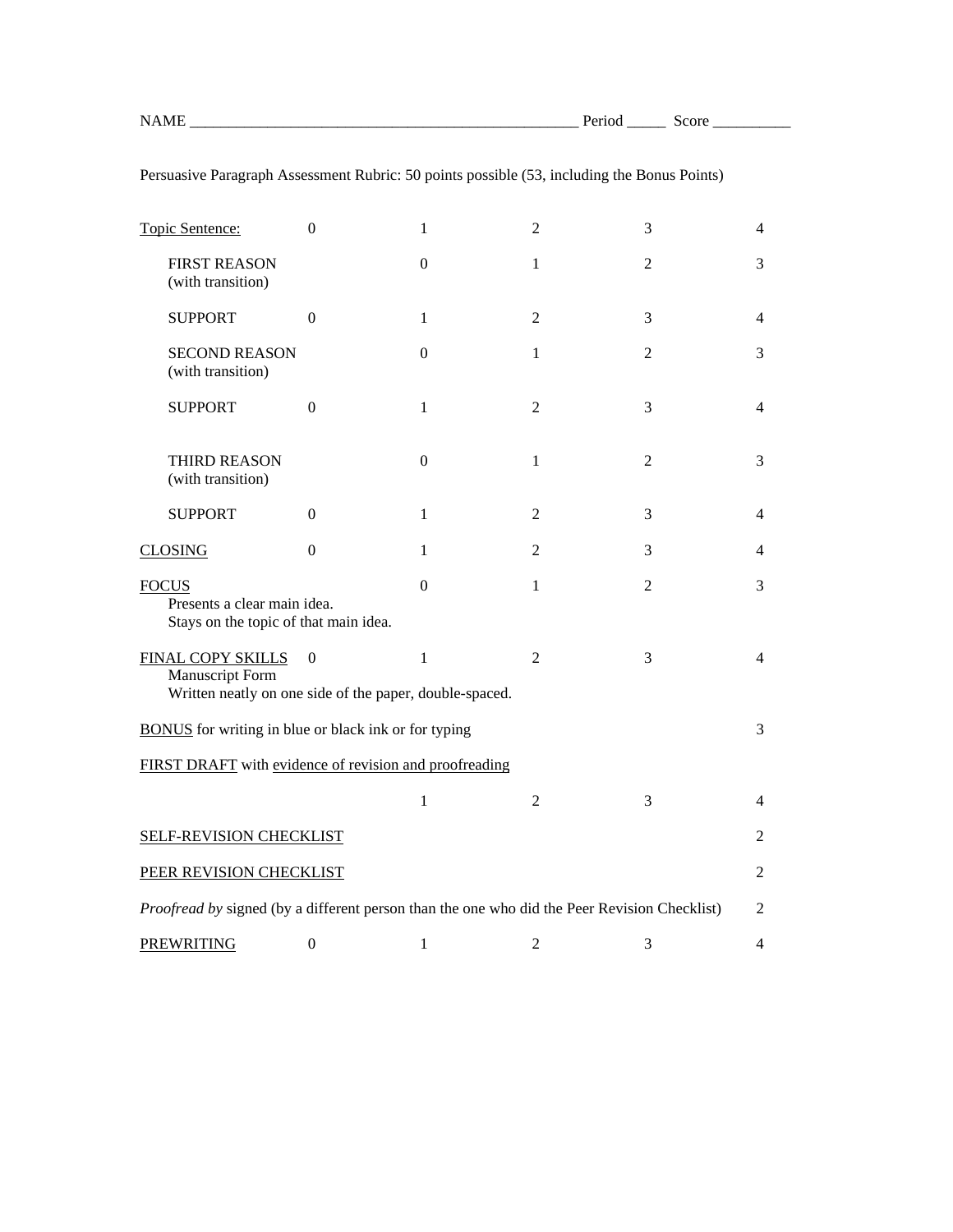NAME ___________________________________________________ Period _____ Score __________

Persuasive Paragraph Assessment Rubric: 50 points possible (53, including the Bonus Points)

| | | | | | |
|---|---|---|---|---|---|
| <u>Topic Sentence:</u> | 0 | 1 | 2 | 3 | 4 |
| FIRST REASON (with transition) | | 0 | 1 | 2 | 3 |
| SUPPORT | 0 | 1 | 2 | 3 | 4 |
| SECOND REASON (with transition) | | 0 | 1 | 2 | 3 |
| SUPPORT | 0 | 1 | 2 | 3 | 4 |
| THIRD REASON (with transition) | | 0 | 1 | 2 | 3 |
| SUPPORT | 0 | 1 | 2 | 3 | 4 |
| <u>CLOSING</u> | 0 | 1 | 2 | 3 | 4 |
| <u>FOCUS</u> Presents a clear main idea. Stays on the topic of that main idea. | | 0 | 1 | 2 | 3 |
| <u>FINAL COPY SKILLS</u> Manuscript Form Written neatly on one side of the paper, double-spaced. | 0 | 1 | 2 | 3 | 4 |
| <u>BONUS</u> for writing in blue or black ink or for typing | | | | | 3 |
| <u>FIRST DRAFT</u> with <u>evidence of revision and proofreading</u> | | 1 | 2 | 3 | 4 |
| <u>SELF-REVISION CHECKLIST</u> | | | | | 2 |
| <u>PEER REVISION CHECKLIST</u> | | | | | 2 |
| *Proofread by* signed (by a different person than the one who did the Peer Revision Checklist) | | | | | 2 |
| <u>PREWRITING</u> | 0 | 1 | 2 | 3 | 4 |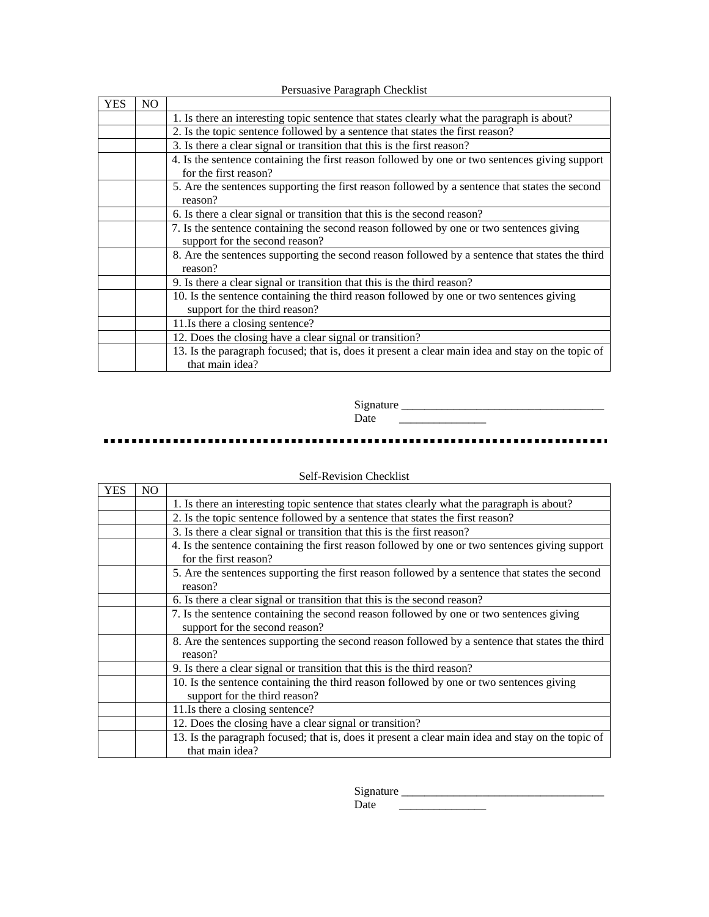Persuasive Paragraph Checklist

| YES | NO | |
|---|---|---|
| | | 1. Is there an interesting topic sentence that states clearly what the paragraph is about? |
| | | 2. Is the topic sentence followed by a sentence that states the first reason? |
| | | 3. Is there a clear signal or transition that this is the first reason? |
| | | 4. Is the sentence containing the first reason followed by one or two sentences giving support for the first reason? |
| | | 5. Are the sentences supporting the first reason followed by a sentence that states the second reason? |
| | | 6. Is there a clear signal or transition that this is the second reason? |
| | | 7. Is the sentence containing the second reason followed by one or two sentences giving support for the second reason? |
| | | 8. Are the sentences supporting the second reason followed by a sentence that states the third reason? |
| | | 9. Is there a clear signal or transition that this is the third reason? |
| | | 10. Is the sentence containing the third reason followed by one or two sentences giving support for the third reason? |
| | | 11.Is there a closing sentence? |
| | | 12. Does the closing have a clear signal or transition? |
| | | 13. Is the paragraph focused; that is, does it present a clear main idea and stay on the topic of that main idea? |

Signature ___________________________________
Date _______________

Self-Revision Checklist

| YES | NO | |
|---|---|---|
| | | 1. Is there an interesting topic sentence that states clearly what the paragraph is about? |
| | | 2. Is the topic sentence followed by a sentence that states the first reason? |
| | | 3. Is there a clear signal or transition that this is the first reason? |
| | | 4. Is the sentence containing the first reason followed by one or two sentences giving support for the first reason? |
| | | 5. Are the sentences supporting the first reason followed by a sentence that states the second reason? |
| | | 6. Is there a clear signal or transition that this is the second reason? |
| | | 7. Is the sentence containing the second reason followed by one or two sentences giving support for the second reason? |
| | | 8. Are the sentences supporting the second reason followed by a sentence that states the third reason? |
| | | 9. Is there a clear signal or transition that this is the third reason? |
| | | 10. Is the sentence containing the third reason followed by one or two sentences giving support for the third reason? |
| | | 11.Is there a closing sentence? |
| | | 12. Does the closing have a clear signal or transition? |
| | | 13. Is the paragraph focused; that is, does it present a clear main idea and stay on the topic of that main idea? |

Signature ___________________________________
Date _______________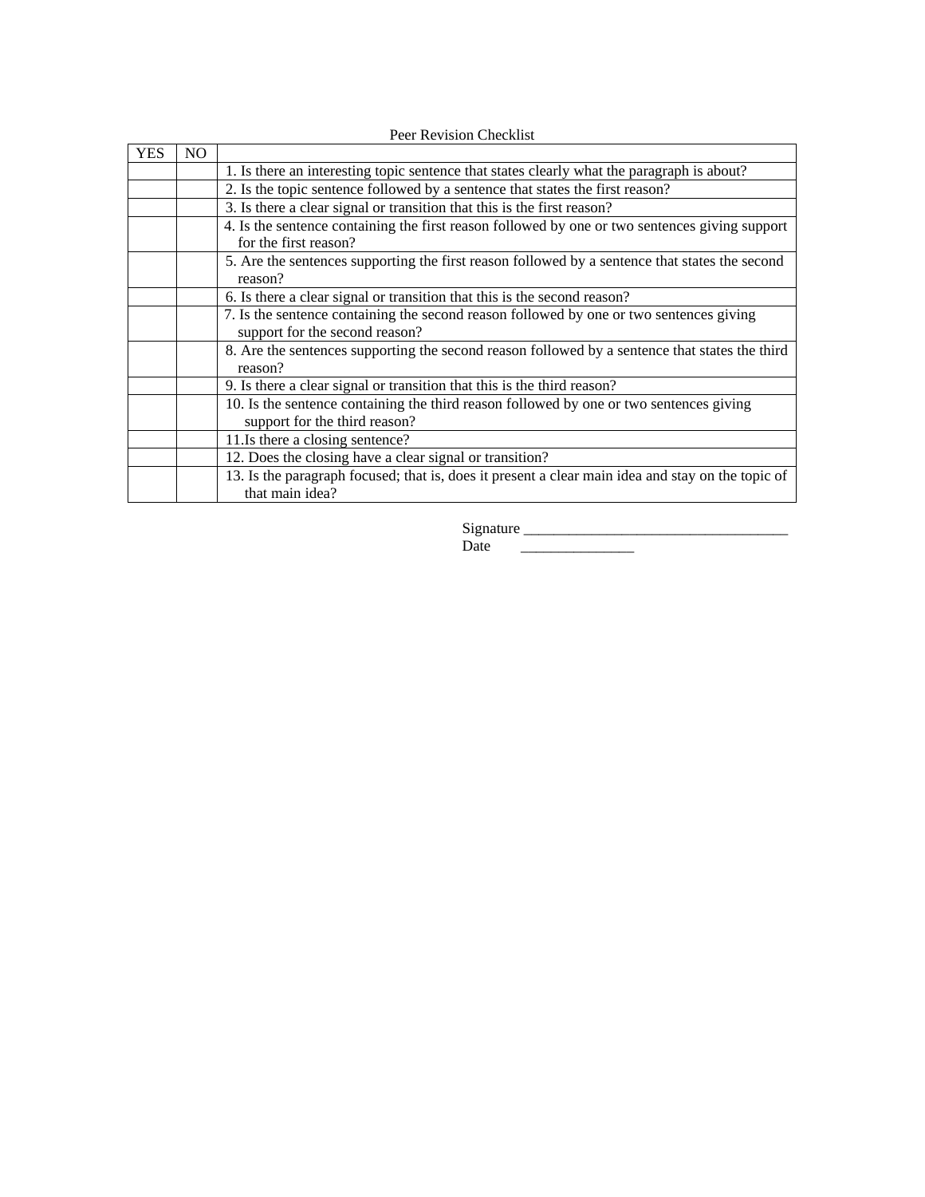Peer Revision Checklist

| YES | NO | |
|---|---|---|
| | | 1. Is there an interesting topic sentence that states clearly what the paragraph is about? |
| | | 2. Is the topic sentence followed by a sentence that states the first reason? |
| | | 3. Is there a clear signal or transition that this is the first reason? |
| | | 4. Is the sentence containing the first reason followed by one or two sentences giving support for the first reason? |
| | | 5. Are the sentences supporting the first reason followed by a sentence that states the second reason? |
| | | 6. Is there a clear signal or transition that this is the second reason? |
| | | 7. Is the sentence containing the second reason followed by one or two sentences giving support for the second reason? |
| | | 8. Are the sentences supporting the second reason followed by a sentence that states the third reason? |
| | | 9. Is there a clear signal or transition that this is the third reason? |
| | | 10. Is the sentence containing the third reason followed by one or two sentences giving support for the third reason? |
| | | 11.Is there a closing sentence? |
| | | 12. Does the closing have a clear signal or transition? |
| | | 13. Is the paragraph focused; that is, does it present a clear main idea and stay on the topic of that main idea? |

Signature ___________________________________

Date _______________